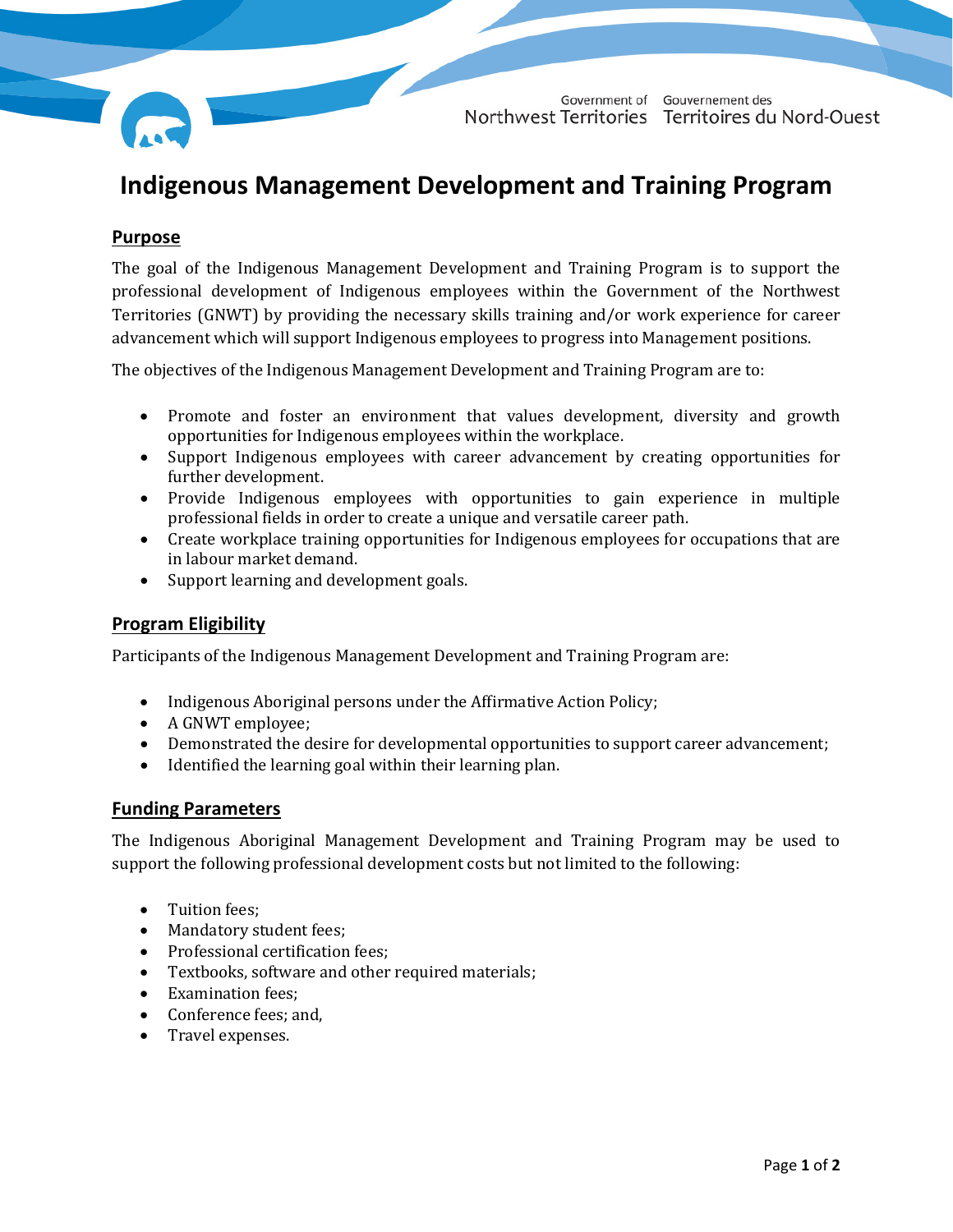# Indigenous Management Development and Training Program

## Purpose

The goal of the Indigenous Management Development and Training Program is to support the professional development of Indigenous employees within the Government of the Northwest Territories (GNWT) by providing the necessary skills training and/or work experience for career advancement which will support Indigenous employees to progress into Management positions.

The objectives of the Indigenous Management Development and Training Program are to:

- Promote and foster an environment that values development, diversity and growth opportunities for Indigenous employees within the workplace.
- Support Indigenous employees with career advancement by creating opportunities for further development.
- Provide Indigenous employees with opportunities to gain experience in multiple professional fields in order to create a unique and versatile career path.
- Create workplace training opportunities for Indigenous employees for occupations that are in labour market demand.
- Support learning and development goals.

## Program Eligibility

Participants of the Indigenous Management Development and Training Program are:

- Indigenous Aboriginal persons under the Affirmative Action Policy;
- A GNWT employee;
- Demonstrated the desire for developmental opportunities to support career advancement;
- Identified the learning goal within their learning plan.

## Funding Parameters

The Indigenous Aboriginal Management Development and Training Program may be used to support the following professional development costs but not limited to the following:

- Tuition fees;
- Mandatory student fees;
- Professional certification fees;
- Textbooks, software and other required materials;
- Examination fees;
- Conference fees; and,
- Travel expenses.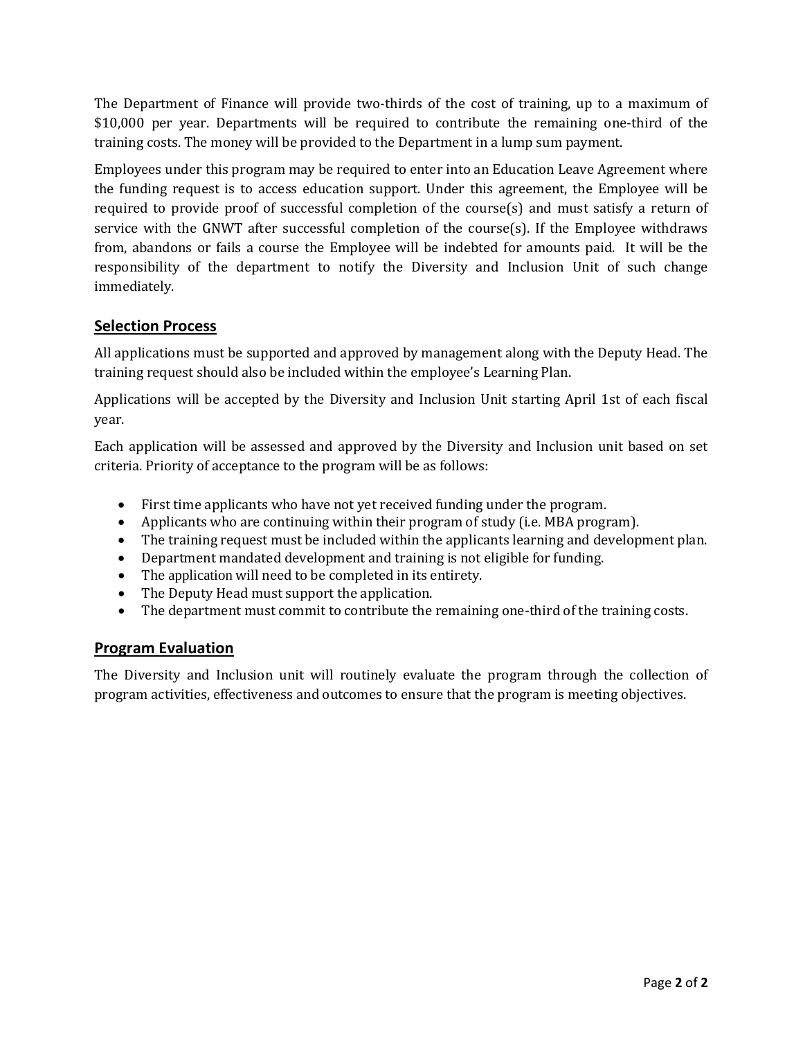The Department of Finance will provide two-thirds of the cost of training, up to a maximum of $10,000 per year. Departments will be required to contribute the remaining one-third of the training costs. The money will be provided to the Department in a lump sum payment.

Employees under this program may be required to enter into an Education Leave Agreement where the funding request is to access education support. Under this agreement, the Employee will be required to provide proof of successful completion of the course(s) and must satisfy a return of service with the GNWT after successful completion of the course(s). If the Employee withdraws from, abandons or fails a course the Employee will be indebted for amounts paid. It will be the responsibility of the department to notify the Diversity and Inclusion Unit of such change immediately.

## Selection Process

All applications must be supported and approved by management along with the Deputy Head. The training request should also be included within the employee's Learning Plan.

Applications will be accepted by the Diversity and Inclusion Unit starting April 1st of each fiscal year.

Each application will be assessed and approved by the Diversity and Inclusion unit based on set criteria. Priority of acceptance to the program will be as follows:

- First time applicants who have not yet received funding under the program.
- Applicants who are continuing within their program of study (i.e. MBA program).
- The training request must be included within the applicants learning and development plan.
- Department mandated development and training is not eligible for funding.
- The application will need to be completed in its entirety.
- The Deputy Head must support the application.
- The department must commit to contribute the remaining one-third of the training costs.

## Program Evaluation

The Diversity and Inclusion unit will routinely evaluate the program through the collection of program activities, effectiveness and outcomes to ensure that the program is meeting objectives.